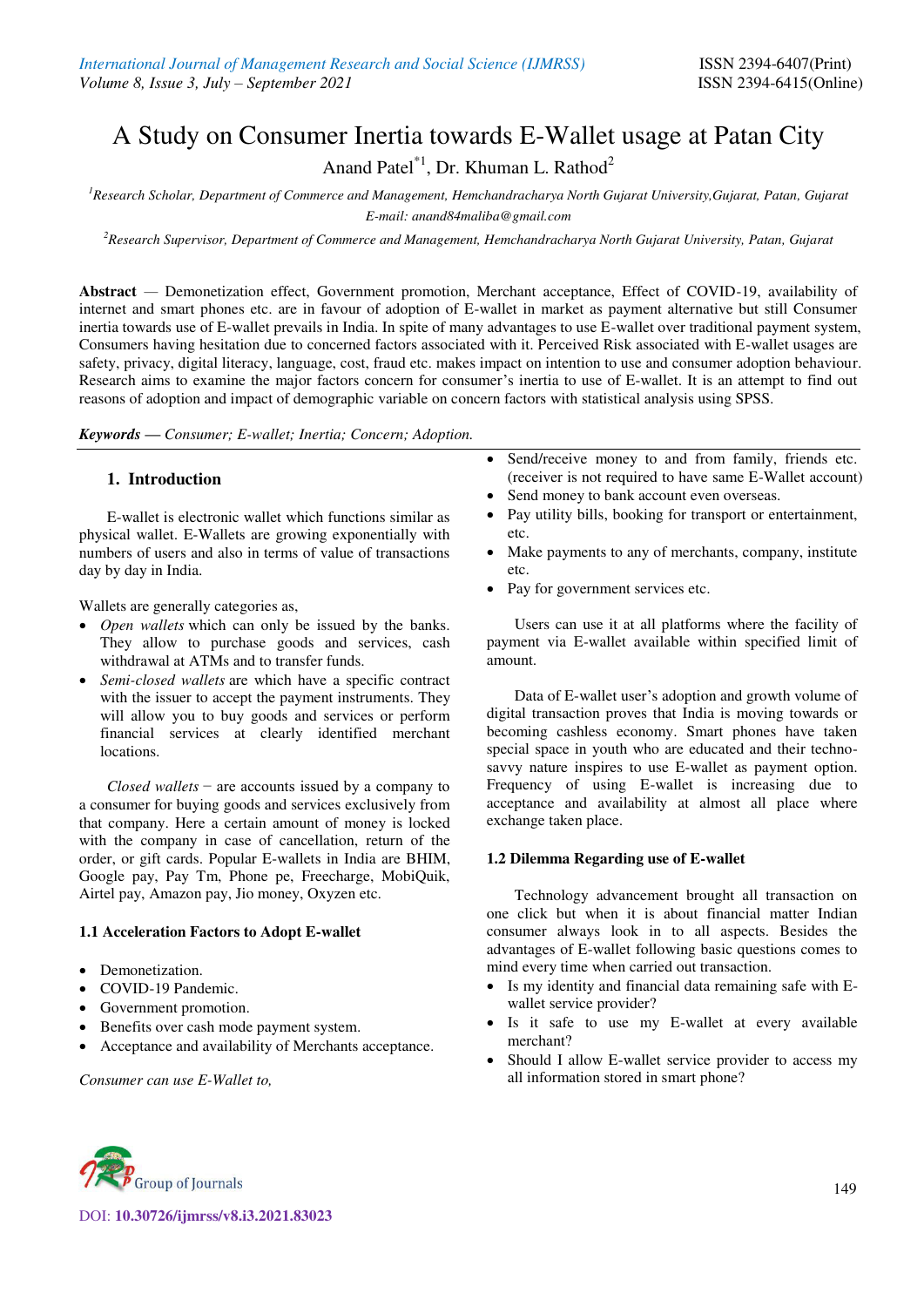# A Study on Consumer Inertia towards E-Wallet usage at Patan City

Anand Patel*[1], Dr. Khuman L. Rathod[2]

[1]Research Scholar, Department of Commerce and Management, Hemchandracharya North Gujarat University,Gujarat, Patan, Gujarat
E-mail: anand84maliba@gmail.com

[2]Research Supervisor, Department of Commerce and Management, Hemchandracharya North Gujarat University, Patan, Gujarat

**Abstract** — Demonetization effect, Government promotion, Merchant acceptance, Effect of COVID-19, availability of internet and smart phones etc. are in favour of adoption of E-wallet in market as payment alternative but still Consumer inertia towards use of E-wallet prevails in India. In spite of many advantages to use E-wallet over traditional payment system, Consumers having hesitation due to concerned factors associated with it. Perceived Risk associated with E-wallet usages are safety, privacy, digital literacy, language, cost, fraud etc. makes impact on intention to use and consumer adoption behaviour. Research aims to examine the major factors concern for consumer's inertia to use of E-wallet. It is an attempt to find out reasons of adoption and impact of demographic variable on concern factors with statistical analysis using SPSS.

***Keywords* — *Consumer; E-wallet; Inertia; Concern; Adoption.***

## 1. Introduction

E-wallet is electronic wallet which functions similar as physical wallet. E-Wallets are growing exponentially with numbers of users and also in terms of value of transactions day by day in India.

Wallets are generally categories as,

- *Open wallets* which can only be issued by the banks. They allow to purchase goods and services, cash withdrawal at ATMs and to transfer funds.
- *Semi-closed wallets* are which have a specific contract with the issuer to accept the payment instruments. They will allow you to buy goods and services or perform financial services at clearly identified merchant locations.

*Closed wallets* – are accounts issued by a company to a consumer for buying goods and services exclusively from that company. Here a certain amount of money is locked with the company in case of cancellation, return of the order, or gift cards. Popular E-wallets in India are BHIM, Google pay, Pay Tm, Phone pe, Freecharge, MobiQuik, Airtel pay, Amazon pay, Jio money, Oxyzen etc.

### 1.1 Acceleration Factors to Adopt E-wallet

- Demonetization.
- COVID-19 Pandemic.
- Government promotion.
- Benefits over cash mode payment system.
- Acceptance and availability of Merchants acceptance.

*Consumer can use E-Wallet to,*

- Send/receive money to and from family, friends etc. (receiver is not required to have same E-Wallet account)
- Send money to bank account even overseas.
- Pay utility bills, booking for transport or entertainment, etc.
- Make payments to any of merchants, company, institute etc.
- Pay for government services etc.

Users can use it at all platforms where the facility of payment via E-wallet available within specified limit of amount.

Data of E-wallet user's adoption and growth volume of digital transaction proves that India is moving towards or becoming cashless economy. Smart phones have taken special space in youth who are educated and their techno-savvy nature inspires to use E-wallet as payment option. Frequency of using E-wallet is increasing due to acceptance and availability at almost all place where exchange taken place.

### 1.2 Dilemma Regarding use of E-wallet

Technology advancement brought all transaction on one click but when it is about financial matter Indian consumer always look in to all aspects. Besides the advantages of E-wallet following basic questions comes to mind every time when carried out transaction.

- Is my identity and financial data remaining safe with E-wallet service provider?
- Is it safe to use my E-wallet at every available merchant?
- Should I allow E-wallet service provider to access my all information stored in smart phone?

DOI: 10.30726/ijmrss/v8.i3.2021.83023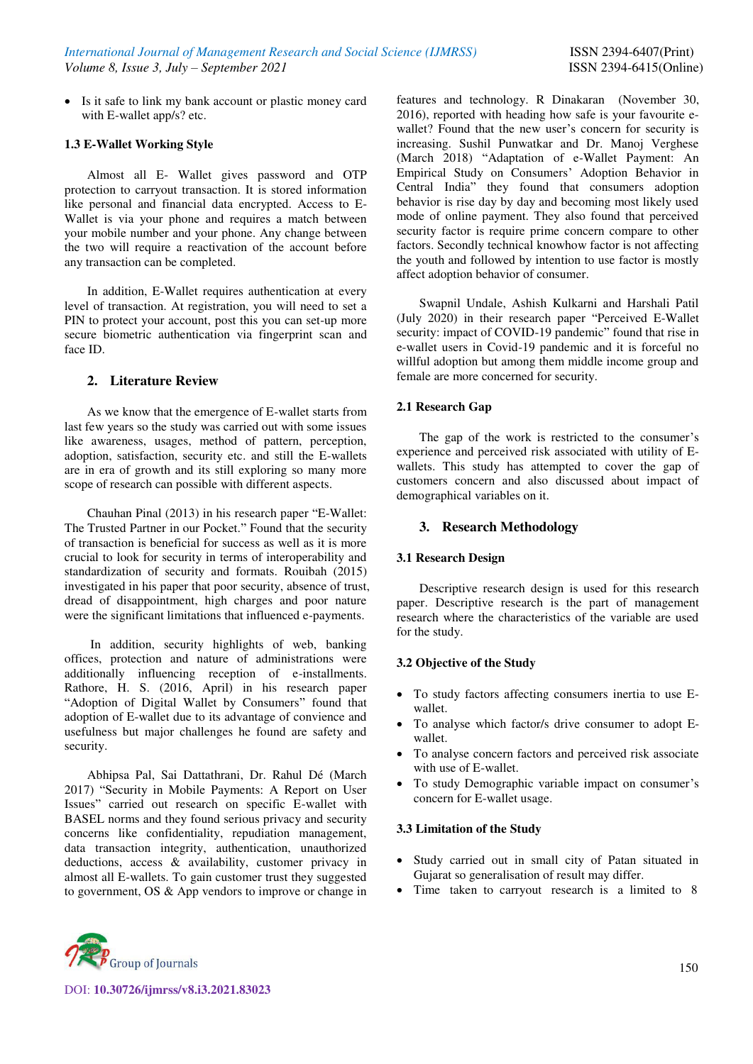- Is it safe to link my bank account or plastic money card with E-wallet app/s? etc.

### 1.3 E-Wallet Working Style

Almost all E- Wallet gives password and OTP protection to carryout transaction. It is stored information like personal and financial data encrypted. Access to E-Wallet is via your phone and requires a match between your mobile number and your phone. Any change between the two will require a reactivation of the account before any transaction can be completed.

In addition, E-Wallet requires authentication at every level of transaction. At registration, you will need to set a PIN to protect your account, post this you can set-up more secure biometric authentication via fingerprint scan and face ID.

## 2. Literature Review

As we know that the emergence of E-wallet starts from last few years so the study was carried out with some issues like awareness, usages, method of pattern, perception, adoption, satisfaction, security etc. and still the E-wallets are in era of growth and its still exploring so many more scope of research can possible with different aspects.

Chauhan Pinal (2013) in his research paper "E-Wallet: The Trusted Partner in our Pocket." Found that the security of transaction is beneficial for success as well as it is more crucial to look for security in terms of interoperability and standardization of security and formats. Rouibah (2015) investigated in his paper that poor security, absence of trust, dread of disappointment, high charges and poor nature were the significant limitations that influenced e-payments.

In addition, security highlights of web, banking offices, protection and nature of administrations were additionally influencing reception of e-installments. Rathore, H. S. (2016, April) in his research paper "Adoption of Digital Wallet by Consumers" found that adoption of E-wallet due to its advantage of convience and usefulness but major challenges he found are safety and security.

Abhipsa Pal, Sai Dattathrani, Dr. Rahul Dé (March 2017) "Security in Mobile Payments: A Report on User Issues" carried out research on specific E-wallet with BASEL norms and they found serious privacy and security concerns like confidentiality, repudiation management, data transaction integrity, authentication, unauthorized deductions, access & availability, customer privacy in almost all E-wallets. To gain customer trust they suggested to government, OS & App vendors to improve or change in features and technology. R Dinakaran (November 30, 2016), reported with heading how safe is your favourite e-wallet? Found that the new user's concern for security is increasing. Sushil Punwatkar and Dr. Manoj Verghese (March 2018) "Adaptation of e-Wallet Payment: An Empirical Study on Consumers' Adoption Behavior in Central India" they found that consumers adoption behavior is rise day by day and becoming most likely used mode of online payment. They also found that perceived security factor is require prime concern compare to other factors. Secondly technical knowhow factor is not affecting the youth and followed by intention to use factor is mostly affect adoption behavior of consumer.

Swapnil Undale, Ashish Kulkarni and Harshali Patil (July 2020) in their research paper "Perceived E-Wallet security: impact of COVID-19 pandemic" found that rise in e-wallet users in Covid-19 pandemic and it is forceful no willful adoption but among them middle income group and female are more concerned for security.

### 2.1 Research Gap

The gap of the work is restricted to the consumer's experience and perceived risk associated with utility of E-wallets. This study has attempted to cover the gap of customers concern and also discussed about impact of demographical variables on it.

## 3. Research Methodology

### 3.1 Research Design

Descriptive research design is used for this research paper. Descriptive research is the part of management research where the characteristics of the variable are used for the study.

### 3.2 Objective of the Study

- To study factors affecting consumers inertia to use E-wallet.
- To analyse which factor/s drive consumer to adopt E-wallet.
- To analyse concern factors and perceived risk associate with use of E-wallet.
- To study Demographic variable impact on consumer's concern for E-wallet usage.

### 3.3 Limitation of the Study

- Study carried out in small city of Patan situated in Gujarat so generalisation of result may differ.
- Time taken to carryout research is a limited to 8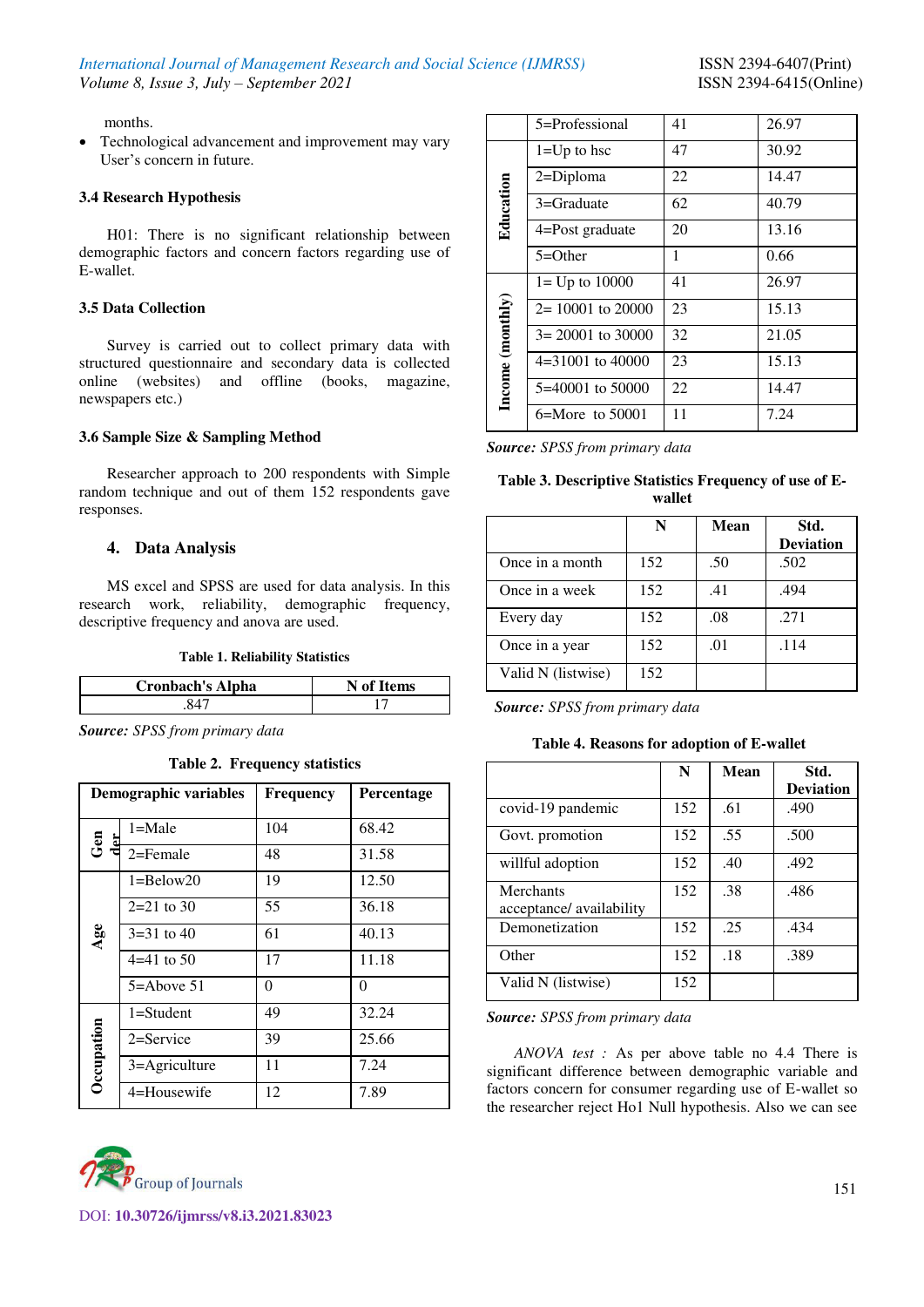months.

- Technological advancement and improvement may vary User's concern in future.

### 3.4 Research Hypothesis

H01: There is no significant relationship between demographic factors and concern factors regarding use of E-wallet.

### 3.5 Data Collection

Survey is carried out to collect primary data with structured questionnaire and secondary data is collected online (websites) and offline (books, magazine, newspapers etc.)

### 3.6 Sample Size & Sampling Method

Researcher approach to 200 respondents with Simple random technique and out of them 152 respondents gave responses.

## 4. Data Analysis

MS excel and SPSS are used for data analysis. In this research work, reliability, demographic frequency, descriptive frequency and anova are used.

**Table 1. Reliability Statistics**

| Cronbach's Alpha | N of Items |
|---|---|
| .847 | 17 |

***Source:*** *SPSS from primary data*

**Table 2. Frequency statistics**

| Demographic variables | | Frequency | Percentage |
|---|---|---|---|
| Gender | 1=Male | 104 | 68.42 |
| | 2=Female | 48 | 31.58 |
| Age | 1=Below20 | 19 | 12.50 |
| | 2=21 to 30 | 55 | 36.18 |
| | 3=31 to 40 | 61 | 40.13 |
| | 4=41 to 50 | 17 | 11.18 |
| | 5=Above 51 | 0 | 0 |
| Occupation | 1=Student | 49 | 32.24 |
| | 2=Service | 39 | 25.66 |
| | 3=Agriculture | 11 | 7.24 |
| | 4=Housewife | 12 | 7.89 |
| | 5=Professional | 41 | 26.97 |
| Education | 1=Up to hsc | 47 | 30.92 |
| | 2=Diploma | 22 | 14.47 |
| | 3=Graduate | 62 | 40.79 |
| | 4=Post graduate | 20 | 13.16 |
| | 5=Other | 1 | 0.66 |
| Income (monthly) | 1= Up to 10000 | 41 | 26.97 |
| | 2= 10001 to 20000 | 23 | 15.13 |
| | 3= 20001 to 30000 | 32 | 21.05 |
| | 4=31001 to 40000 | 23 | 15.13 |
| | 5=40001 to 50000 | 22 | 14.47 |
| | 6=More to 50001 | 11 | 7.24 |

***Source:*** *SPSS from primary data*

**Table 3. Descriptive Statistics Frequency of use of E-wallet**

| | N | Mean | Std. Deviation |
|---|---|---|---|
| Once in a month | 152 | .50 | .502 |
| Once in a week | 152 | .41 | .494 |
| Every day | 152 | .08 | .271 |
| Once in a year | 152 | .01 | .114 |
| Valid N (listwise) | 152 | | |

***Source:*** *SPSS from primary data*

**Table 4. Reasons for adoption of E-wallet**

| | N | Mean | Std. Deviation |
|---|---|---|---|
| covid-19 pandemic | 152 | .61 | .490 |
| Govt. promotion | 152 | .55 | .500 |
| willful adoption | 152 | .40 | .492 |
| Merchants acceptance/ availability | 152 | .38 | .486 |
| Demonetization | 152 | .25 | .434 |
| Other | 152 | .18 | .389 |
| Valid N (listwise) | 152 | | |

***Source:*** *SPSS from primary data*

*ANOVA test :* As per above table no 4.4 There is significant difference between demographic variable and factors concern for consumer regarding use of E-wallet so the researcher reject Ho1 Null hypothesis. Also we can see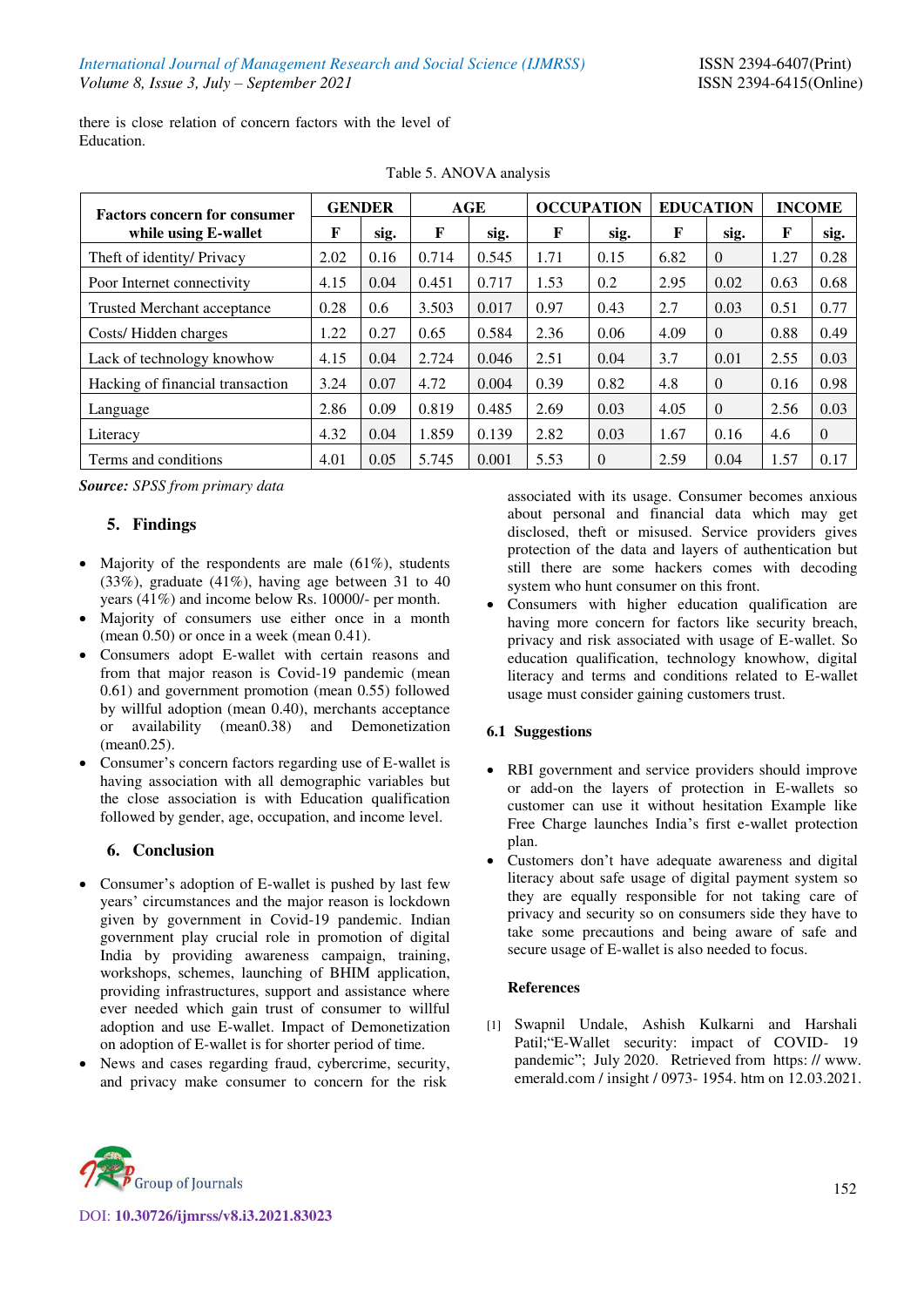there is close relation of concern factors with the level of Education.

Table 5. ANOVA analysis

| Factors concern for consumer while using E-wallet | GENDER | | AGE | | OCCUPATION | | EDUCATION | | INCOME | |
|---|---|---|---|---|---|---|---|---|---|---|
| | F | sig. | F | sig. | F | sig. | F | sig. | F | sig. |
| Theft of identity/ Privacy | 2.02 | 0.16 | 0.714 | 0.545 | 1.71 | 0.15 | 6.82 | 0 | 1.27 | 0.28 |
| Poor Internet connectivity | 4.15 | 0.04 | 0.451 | 0.717 | 1.53 | 0.2 | 2.95 | 0.02 | 0.63 | 0.68 |
| Trusted Merchant acceptance | 0.28 | 0.6 | 3.503 | 0.017 | 0.97 | 0.43 | 2.7 | 0.03 | 0.51 | 0.77 |
| Costs/ Hidden charges | 1.22 | 0.27 | 0.65 | 0.584 | 2.36 | 0.06 | 4.09 | 0 | 0.88 | 0.49 |
| Lack of technology knowhow | 4.15 | 0.04 | 2.724 | 0.046 | 2.51 | 0.04 | 3.7 | 0.01 | 2.55 | 0.03 |
| Hacking of financial transaction | 3.24 | 0.07 | 4.72 | 0.004 | 0.39 | 0.82 | 4.8 | 0 | 0.16 | 0.98 |
| Language | 2.86 | 0.09 | 0.819 | 0.485 | 2.69 | 0.03 | 4.05 | 0 | 2.56 | 0.03 |
| Literacy | 4.32 | 0.04 | 1.859 | 0.139 | 2.82 | 0.03 | 1.67 | 0.16 | 4.6 | 0 |
| Terms and conditions | 4.01 | 0.05 | 5.745 | 0.001 | 5.53 | 0 | 2.59 | 0.04 | 1.57 | 0.17 |

***Source:*** *SPSS from primary data*

## 5. Findings

- Majority of the respondents are male (61%), students (33%), graduate (41%), having age between 31 to 40 years (41%) and income below Rs. 10000/- per month.
- Majority of consumers use either once in a month (mean 0.50) or once in a week (mean 0.41).
- Consumers adopt E-wallet with certain reasons and from that major reason is Covid-19 pandemic (mean 0.61) and government promotion (mean 0.55) followed by willful adoption (mean 0.40), merchants acceptance or availability (mean0.38) and Demonetization (mean0.25).
- Consumer's concern factors regarding use of E-wallet is having association with all demographic variables but the close association is with Education qualification followed by gender, age, occupation, and income level.

## 6. Conclusion

- Consumer's adoption of E-wallet is pushed by last few years' circumstances and the major reason is lockdown given by government in Covid-19 pandemic. Indian government play crucial role in promotion of digital India by providing awareness campaign, training, workshops, schemes, launching of BHIM application, providing infrastructures, support and assistance where ever needed which gain trust of consumer to willful adoption and use E-wallet. Impact of Demonetization on adoption of E-wallet is for shorter period of time.
- News and cases regarding fraud, cybercrime, security, and privacy make consumer to concern for the risk associated with its usage. Consumer becomes anxious about personal and financial data which may get disclosed, theft or misused. Service providers gives protection of the data and layers of authentication but still there are some hackers comes with decoding system who hunt consumer on this front.
- Consumers with higher education qualification are having more concern for factors like security breach, privacy and risk associated with usage of E-wallet. So education qualification, technology knowhow, digital literacy and terms and conditions related to E-wallet usage must consider gaining customers trust.

### 6.1 Suggestions

- RBI government and service providers should improve or add-on the layers of protection in E-wallets so customer can use it without hesitation Example like Free Charge launches India's first e-wallet protection plan.
- Customers don't have adequate awareness and digital literacy about safe usage of digital payment system so they are equally responsible for not taking care of privacy and security so on consumers side they have to take some precautions and being aware of safe and secure usage of E-wallet is also needed to focus.

### References

[1] Swapnil Undale, Ashish Kulkarni and Harshali Patil;"E-Wallet security: impact of COVID- 19 pandemic"; July 2020. Retrieved from https: // www. emerald.com / insight / 0973- 1954. htm on 12.03.2021.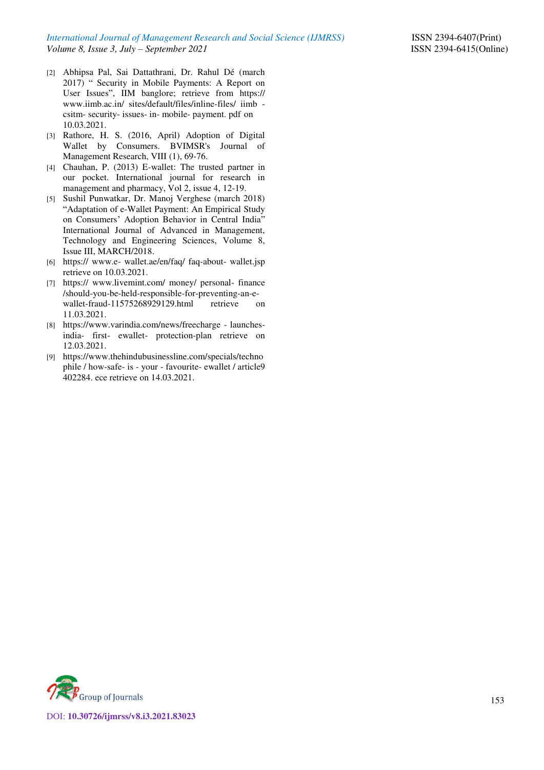[2] Abhipsa Pal, Sai Dattathrani, Dr. Rahul Dé (march 2017) " Security in Mobile Payments: A Report on User Issues", IIM banglore; retrieve from https:// www.iimb.ac.in/ sites/default/files/inline-files/ iimb - csitm- security- issues- in- mobile- payment. pdf on 10.03.2021.

[3] Rathore, H. S. (2016, April) Adoption of Digital Wallet by Consumers. BVIMSR's Journal of Management Research, VIII (1), 69-76.

[4] Chauhan, P. (2013) E-wallet: The trusted partner in our pocket. International journal for research in management and pharmacy, Vol 2, issue 4, 12-19.

[5] Sushil Punwatkar, Dr. Manoj Verghese (march 2018) "Adaptation of e-Wallet Payment: An Empirical Study on Consumers' Adoption Behavior in Central India" International Journal of Advanced in Management, Technology and Engineering Sciences, Volume 8, Issue III, MARCH/2018.

[6] https:// www.e- wallet.ae/en/faq/ faq-about- wallet.jsp retrieve on 10.03.2021.

[7] https:// www.livemint.com/ money/ personal- finance /should-you-be-held-responsible-for-preventing-an-e-wallet-fraud-11575268929129.html retrieve on 11.03.2021.

[8] https://www.varindia.com/news/freecharge - launches-india- first- ewallet- protection-plan retrieve on 12.03.2021.

[9] https://www.thehindubusinessline.com/specials/technophile / how-safe- is - your - favourite- ewallet / article9402284. ece retrieve on 14.03.2021.

DOI: **10.30726/ijmrss/v8.i3.2021.83023**